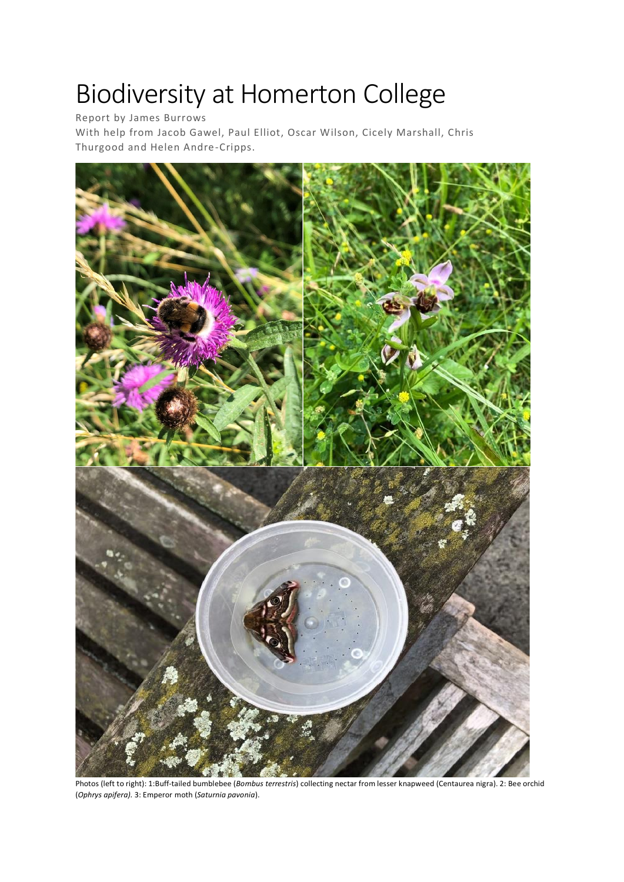# Biodiversity at Homerton College

Report by James Burrows

With help from Jacob Gawel, Paul Elliot, Oscar Wilson, Cicely Marshall, Chris Thurgood and Helen Andre-Cripps.

Photos (left to right): 1:Buff-tailed bumblebee (*Bombus terrestris*) collecting nectar from lesser knapweed (Centaurea nigra). 2: Bee orchid (*Ophrys apifera).* 3: Emperor moth (*Saturnia pavonia*).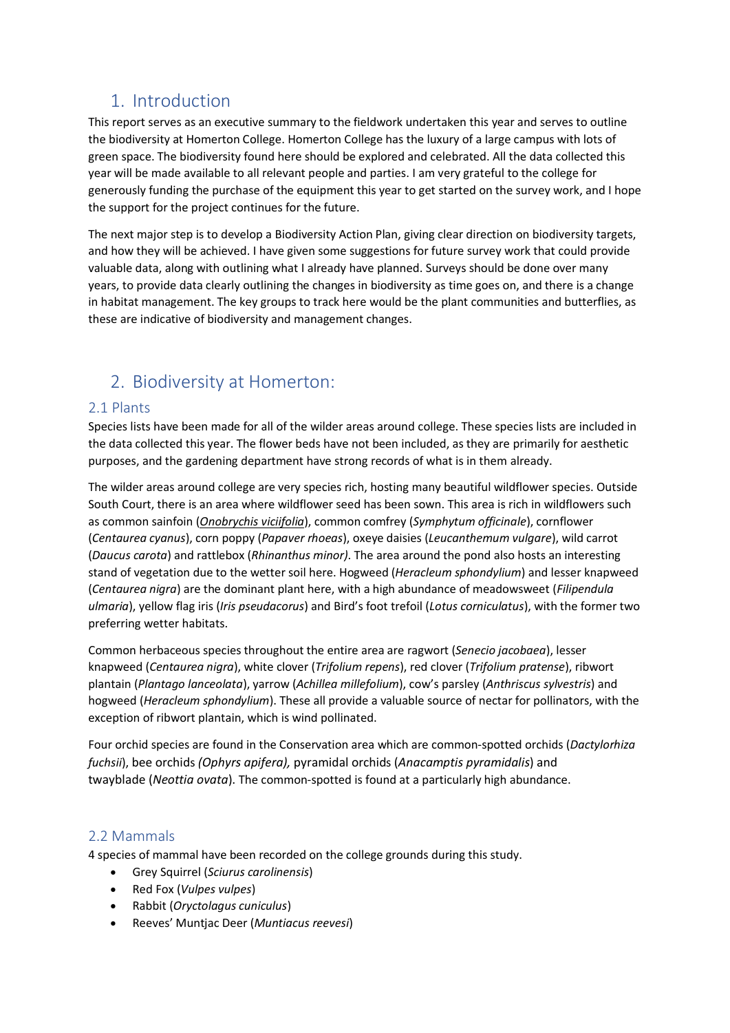# 1. Introduction

This report serves as an executive summary to the fieldwork undertaken this year and serves to outline the biodiversity at Homerton College. Homerton College has the luxury of a large campus with lots of green space. The biodiversity found here should be explored and celebrated. All the data collected this year will be made available to all relevant people and parties. I am very grateful to the college for generously funding the purchase of the equipment this year to get started on the survey work, and I hope the support for the project continues for the future.

The next major step is to develop a Biodiversity Action Plan, giving clear direction on biodiversity targets, and how they will be achieved. I have given some suggestions for future survey work that could provide valuable data, along with outlining what I already have planned. Surveys should be done over many years, to provide data clearly outlining the changes in biodiversity as time goes on, and there is a change in habitat management. The key groups to track here would be the plant communities and butterflies, as these are indicative of biodiversity and management changes.

# 2. Biodiversity at Homerton:

## 2.1 Plants

Species lists have been made for all of the wilder areas around college. These species lists are included in the data collected this year. The flower beds have not been included, as they are primarily for aesthetic purposes, and the gardening department have strong records of what is in them already.

The wilder areas around college are very species rich, hosting many beautiful wildflower species. Outside South Court, there is an area where wildflower seed has been sown. This area is rich in wildflowers such as common sainfoin (*Onobrychis viciifolia*), common comfrey (*Symphytum officinale*), cornflower (*Centaurea cyanus*), corn poppy (*Papaver rhoeas*), oxeye daisies (*Leucanthemum vulgare*), wild carrot (*Daucus carota*) and rattlebox (*Rhinanthus minor)*. The area around the pond also hosts an interesting stand of vegetation due to the wetter soil here. Hogweed (*Heracleum sphondylium*) and lesser knapweed (*Centaurea nigra*) are the dominant plant here, with a high abundance of meadowsweet (*Filipendula ulmaria*), yellow flag iris (*Iris pseudacorus*) and Bird's foot trefoil (*Lotus corniculatus*), with the former two preferring wetter habitats.

Common herbaceous species throughout the entire area are ragwort (*Senecio jacobaea*), lesser knapweed (*Centaurea nigra*), white clover (*Trifolium repens*), red clover (*Trifolium pratense*), ribwort plantain (*Plantago lanceolata*), yarrow (*Achillea millefolium*), cow's parsley (*Anthriscus sylvestris*) and hogweed (*Heracleum sphondylium*). These all provide a valuable source of nectar for pollinators, with the exception of ribwort plantain, which is wind pollinated.

Four orchid species are found in the Conservation area which are common-spotted orchids (*Dactylorhiza fuchsii*), bee orchids *(Ophrys apifera),* pyramidal orchids (*Anacamptis pyramidalis*) and twayblade (*Neottia ovata*). The common-spotted is found at a particularly high abundance.

## 2.2 Mammals

4 species of mammal have been recorded on the college grounds during this study.

- Grey Squirrel (*Sciurus carolinensis*)
- Red Fox (*Vulpes vulpes*)
- Rabbit (*Oryctolagus cuniculus*)
- Reeves' Muntjac Deer (*Muntiacus reevesi*)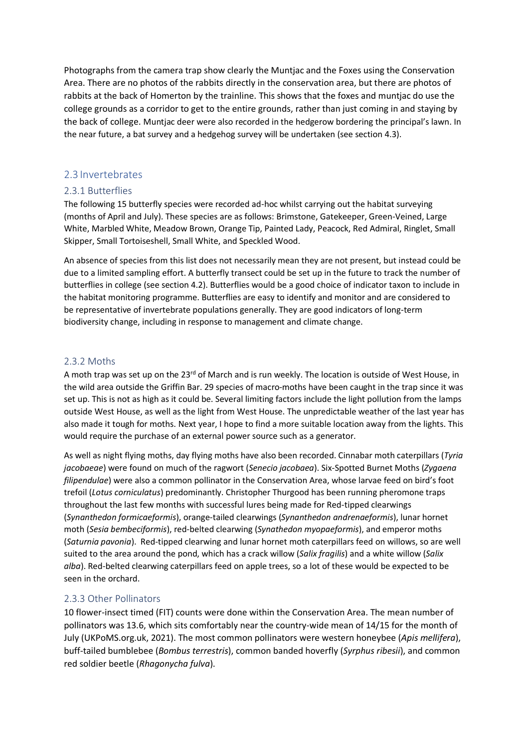Photographs from the camera trap show clearly the Muntjac and the Foxes using the Conservation Area. There are no photos of the rabbits directly in the conservation area, but there are photos of rabbits at the back of Homerton by the trainline. This shows that the foxes and muntjac do use the college grounds as a corridor to get to the entire grounds, rather than just coming in and staying by the back of college. Muntjac deer were also recorded in the hedgerow bordering the principal's lawn. In the near future, a bat survey and a hedgehog survey will be undertaken (see section 4.3).

## 2.3 Invertebrates

### 2.3.1 Butterflies

The following 15 butterfly species were recorded ad-hoc whilst carrying out the habitat surveying (months of April and July). These species are as follows: Brimstone, Gatekeeper, Green-Veined, Large White, Marbled White, Meadow Brown, Orange Tip, Painted Lady, Peacock, Red Admiral, Ringlet, Small Skipper, Small Tortoiseshell, Small White, and Speckled Wood.

An absence of species from this list does not necessarily mean they are not present, but instead could be due to a limited sampling effort. A butterfly transect could be set up in the future to track the number of butterflies in college (see section 4.2). Butterflies would be a good choice of indicator taxon to include in the habitat monitoring programme. Butterflies are easy to identify and monitor and are considered to be representative of invertebrate populations generally. They are good indicators of long-term biodiversity change, including in response to management and climate change.

### 2.3.2 Moths

A moth trap was set up on the 23rd of March and is run weekly. The location is outside of West House, in the wild area outside the Griffin Bar. 29 species of macro-moths have been caught in the trap since it was set up. This is not as high as it could be. Several limiting factors include the light pollution from the lamps outside West House, as well as the light from West House. The unpredictable weather of the last year has also made it tough for moths. Next year, I hope to find a more suitable location away from the lights. This would require the purchase of an external power source such as a generator.

As well as night flying moths, day flying moths have also been recorded. Cinnabar moth caterpillars (*Tyria jacobaeae*) were found on much of the ragwort (*Senecio jacobaea*). Six-Spotted Burnet Moths (*Zygaena filipendulae*) were also a common pollinator in the Conservation Area, whose larvae feed on bird's foot trefoil (*Lotus corniculatus*) predominantly. Christopher Thurgood has been running pheromone traps throughout the last few months with successful lures being made for Red-tipped clearwings (*Synanthedon formicaeformis*), orange-tailed clearwings (*Synanthedon andrenaeformis*), lunar hornet moth (*Sesia bembeciformis*), red-belted clearwing (*Synathedon myopaeformis*), and emperor moths (*Saturnia pavonia*). Red-tipped clearwing and lunar hornet moth caterpillars feed on willows, so are well suited to the area around the pond, which has a crack willow (*Salix fragilis*) and a white willow (*Salix alba*). Red-belted clearwing caterpillars feed on apple trees, so a lot of these would be expected to be seen in the orchard.

### 2.3.3 Other Pollinators

10 flower-insect timed (FIT) counts were done within the Conservation Area. The mean number of pollinators was 13.6, which sits comfortably near the country-wide mean of 14/15 for the month of July (UKPoMS.org.uk, 2021). The most common pollinators were western honeybee (*Apis mellifera*), buff-tailed bumblebee (*Bombus terrestris*), common banded hoverfly (*Syrphus ribesii*), and common red soldier beetle (*Rhagonycha fulva*).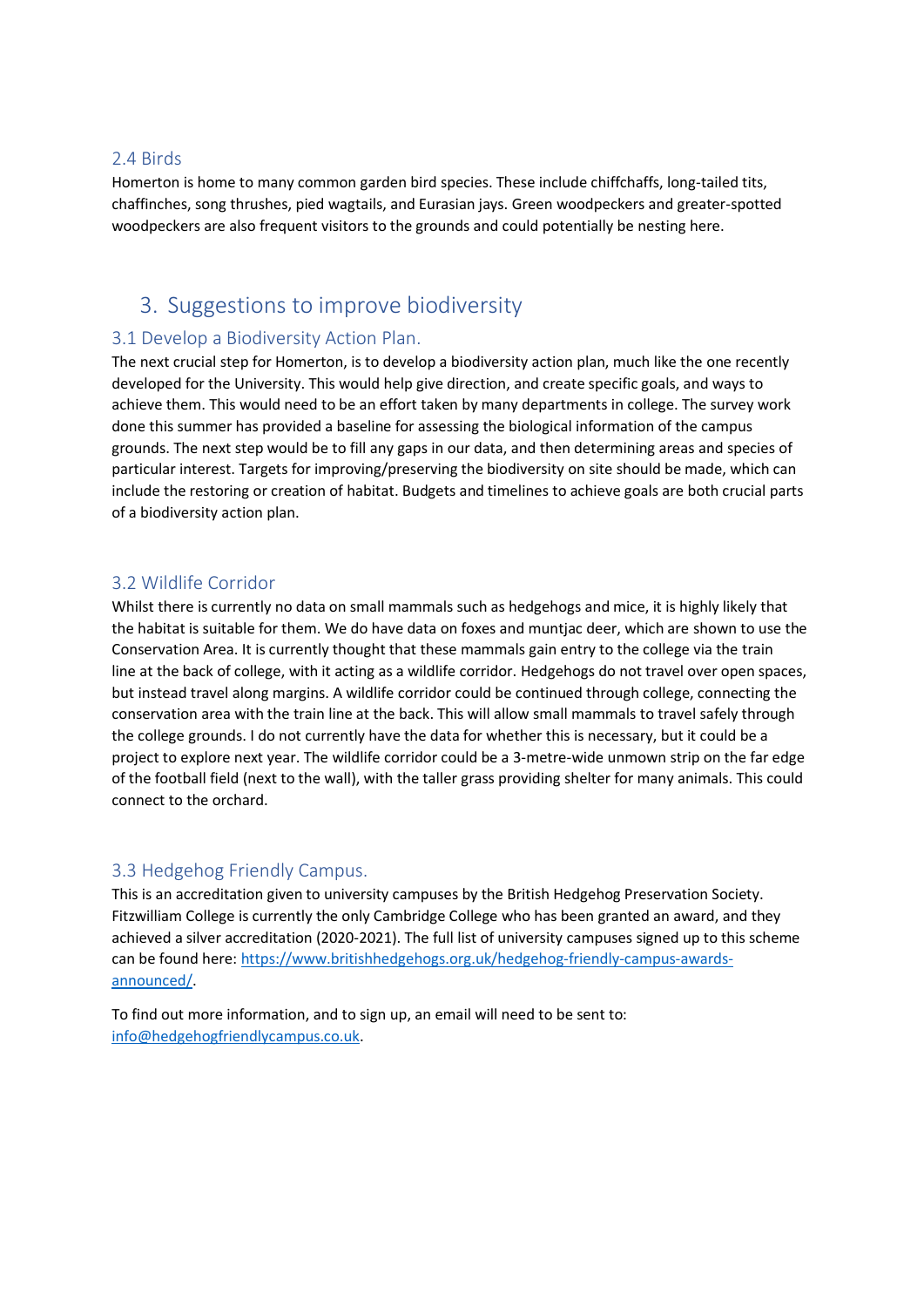### 2.4 Birds

Homerton is home to many common garden bird species. These include chiffchaffs, long-tailed tits, chaffinches, song thrushes, pied wagtails, and Eurasian jays. Green woodpeckers and greater-spotted woodpeckers are also frequent visitors to the grounds and could potentially be nesting here.

## 3. Suggestions to improve biodiversity

### 3.1 Develop a Biodiversity Action Plan.

The next crucial step for Homerton, is to develop a biodiversity action plan, much like the one recently developed for the University. This would help give direction, and create specific goals, and ways to achieve them. This would need to be an effort taken by many departments in college. The survey work done this summer has provided a baseline for assessing the biological information of the campus grounds. The next step would be to fill any gaps in our data, and then determining areas and species of particular interest. Targets for improving/preserving the biodiversity on site should be made, which can include the restoring or creation of habitat. Budgets and timelines to achieve goals are both crucial parts of a biodiversity action plan.

### 3.2 Wildlife Corridor

Whilst there is currently no data on small mammals such as hedgehogs and mice, it is highly likely that the habitat is suitable for them. We do have data on foxes and muntjac deer, which are shown to use the Conservation Area. It is currently thought that these mammals gain entry to the college via the train line at the back of college, with it acting as a wildlife corridor. Hedgehogs do not travel over open spaces, but instead travel along margins. A wildlife corridor could be continued through college, connecting the conservation area with the train line at the back. This will allow small mammals to travel safely through the college grounds. I do not currently have the data for whether this is necessary, but it could be a project to explore next year. The wildlife corridor could be a 3-metre-wide unmown strip on the far edge of the football field (next to the wall), with the taller grass providing shelter for many animals. This could connect to the orchard.

### 3.3 Hedgehog Friendly Campus.

This is an accreditation given to university campuses by the British Hedgehog Preservation Society. Fitzwilliam College is currently the only Cambridge College who has been granted an award, and they achieved a silver accreditation (2020-2021). The full list of university campuses signed up to this scheme can be found here: [https://www.britishhedgehogs.org.uk/hedgehog-friendly-campus-awards-announced/](https://www.britishhedgehogs.org.uk/hedgehog-friendly-campus-awards-announced/).

To find out more information, and to sign up, an email will need to be sent to: [info@hedgehogfriendlycampus.co.uk](mailto:info@hedgehogfriendlycampus.co.uk).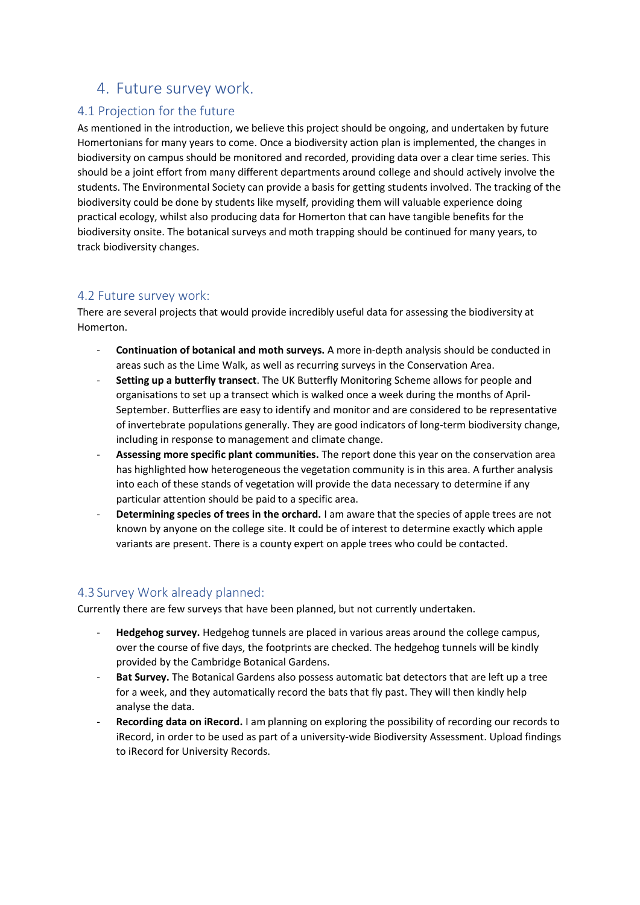# 4. Future survey work.

## 4.1 Projection for the future

As mentioned in the introduction, we believe this project should be ongoing, and undertaken by future Homertonians for many years to come. Once a biodiversity action plan is implemented, the changes in biodiversity on campus should be monitored and recorded, providing data over a clear time series. This should be a joint effort from many different departments around college and should actively involve the students. The Environmental Society can provide a basis for getting students involved. The tracking of the biodiversity could be done by students like myself, providing them will valuable experience doing practical ecology, whilst also producing data for Homerton that can have tangible benefits for the biodiversity onsite. The botanical surveys and moth trapping should be continued for many years, to track biodiversity changes.

## 4.2 Future survey work:

There are several projects that would provide incredibly useful data for assessing the biodiversity at Homerton.

- **Continuation of botanical and moth surveys.** A more in-depth analysis should be conducted in areas such as the Lime Walk, as well as recurring surveys in the Conservation Area.
- **Setting up a butterfly transect**. The UK Butterfly Monitoring Scheme allows for people and organisations to set up a transect which is walked once a week during the months of April-September. Butterflies are easy to identify and monitor and are considered to be representative of invertebrate populations generally. They are good indicators of long-term biodiversity change, including in response to management and climate change.
- **Assessing more specific plant communities.** The report done this year on the conservation area has highlighted how heterogeneous the vegetation community is in this area. A further analysis into each of these stands of vegetation will provide the data necessary to determine if any particular attention should be paid to a specific area.
- **Determining species of trees in the orchard.** I am aware that the species of apple trees are not known by anyone on the college site. It could be of interest to determine exactly which apple variants are present. There is a county expert on apple trees who could be contacted.

## 4.3 Survey Work already planned:

Currently there are few surveys that have been planned, but not currently undertaken.

- **Hedgehog survey.** Hedgehog tunnels are placed in various areas around the college campus, over the course of five days, the footprints are checked. The hedgehog tunnels will be kindly provided by the Cambridge Botanical Gardens.
- **Bat Survey.** The Botanical Gardens also possess automatic bat detectors that are left up a tree for a week, and they automatically record the bats that fly past. They will then kindly help analyse the data.
- **Recording data on iRecord.** I am planning on exploring the possibility of recording our records to iRecord, in order to be used as part of a university-wide Biodiversity Assessment. Upload findings to iRecord for University Records.